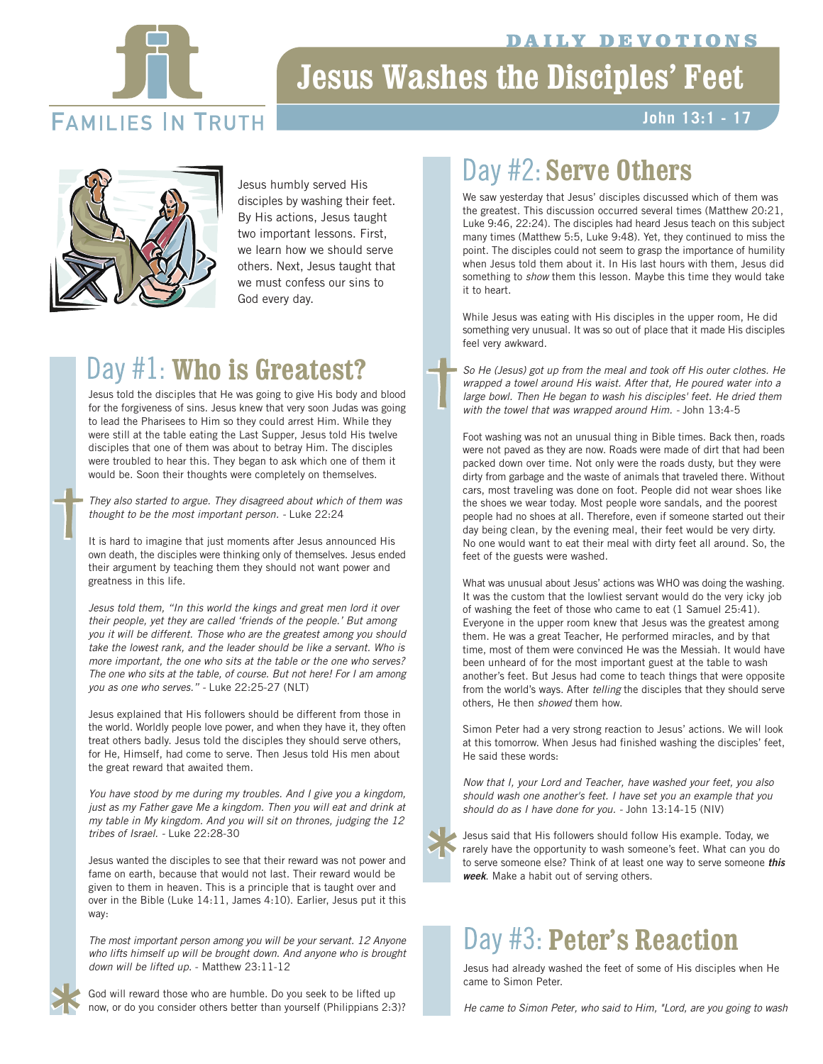# Jesus Washes the Disciples' Feet

DAILY DEVOTIONS

John 13:1 - 17

Jesus humbly served His disciples by washing their feet. By His actions, Jesus taught two important lessons. First, we learn how we should serve others. Next, Jesus taught that we must confess our sins to God every day.

## Day #1: Who is Greatest?

Jesus told the disciples that He was going to give His body and blood for the forgiveness of sins. Jesus knew that very soon Judas was going to lead the Pharisees to Him so they could arrest Him. While they were still at the table eating the Last Supper, Jesus told His twelve disciples that one of them was about to betray Him. The disciples were troubled to hear this. They began to ask which one of them it would be. Soon their thoughts were completely on themselves.

*They also started to argue. They disagreed about which of them was thought to be the most important person.* - Luke 22:24

It is hard to imagine that just moments after Jesus announced His own death, the disciples were thinking only of themselves. Jesus ended their argument by teaching them they should not want power and greatness in this life.

*Jesus told them, "In this world the kings and great men lord it over their people, yet they are called 'friends of the people.' But among you it will be different. Those who are the greatest among you should take the lowest rank, and the leader should be like a servant. Who is more important, the one who sits at the table or the one who serves? The one who sits at the table, of course. But not here! For I am among you as one who serves."* - Luke 22:25-27 (NLT)

Jesus explained that His followers should be different from those in the world. Worldly people love power, and when they have it, they often treat others badly. Jesus told the disciples they should serve others, for He, Himself, had come to serve. Then Jesus told His men about the great reward that awaited them.

*You have stood by me during my troubles. And I give you a kingdom, just as my Father gave Me a kingdom. Then you will eat and drink at my table in My kingdom. And you will sit on thrones, judging the 12 tribes of Israel.* - Luke 22:28-30

Jesus wanted the disciples to see that their reward was not power and fame on earth, because that would not last. Their reward would be given to them in heaven. This is a principle that is taught over and over in the Bible (Luke 14:11, James 4:10). Earlier, Jesus put it this way:

*The most important person among you will be your servant. 12 Anyone who lifts himself up will be brought down. And anyone who is brought down will be lifted up.* - Matthew 23:11-12

God will reward those who are humble. Do you seek to be lifted up now, or do you consider others better than yourself (Philippians 2:3)?

## Day #2: Serve Others

We saw yesterday that Jesus' disciples discussed which of them was the greatest. This discussion occurred several times (Matthew 20:21, Luke 9:46, 22:24). The disciples had heard Jesus teach on this subject many times (Matthew 5:5, Luke 9:48). Yet, they continued to miss the point. The disciples could not seem to grasp the importance of humility when Jesus told them about it. In His last hours with them, Jesus did something to *show* them this lesson. Maybe this time they would take it to heart.

While Jesus was eating with His disciples in the upper room, He did something very unusual. It was so out of place that it made His disciples feel very awkward.

*So He (Jesus) got up from the meal and took off His outer clothes. He wrapped a towel around His waist. After that, He poured water into a large bowl. Then He began to wash his disciples' feet. He dried them with the towel that was wrapped around Him.* - John 13:4-5

Foot washing was not an unusual thing in Bible times. Back then, roads were not paved as they are now. Roads were made of dirt that had been packed down over time. Not only were the roads dusty, but they were dirty from garbage and the waste of animals that traveled there. Without cars, most traveling was done on foot. People did not wear shoes like the shoes we wear today. Most people wore sandals, and the poorest people had no shoes at all. Therefore, even if someone started out their day being clean, by the evening meal, their feet would be very dirty. No one would want to eat their meal with dirty feet all around. So, the feet of the guests were washed.

What was unusual about Jesus' actions was WHO was doing the washing. It was the custom that the lowliest servant would do the very icky job of washing the feet of those who came to eat (1 Samuel 25:41). Everyone in the upper room knew that Jesus was the greatest among them. He was a great Teacher, He performed miracles, and by that time, most of them were convinced He was the Messiah. It would have been unheard of for the most important guest at the table to wash another's feet. But Jesus had come to teach things that were opposite from the world's ways. After *telling* the disciples that they should serve others, He then *showed* them how.

Simon Peter had a very strong reaction to Jesus' actions. We will look at this tomorrow. When Jesus had finished washing the disciples' feet, He said these words:

*Now that I, your Lord and Teacher, have washed your feet, you also should wash one another's feet. I have set you an example that you should do as I have done for you.* - John 13:14-15 (NIV)

Jesus said that His followers should follow His example. Today, we rarely have the opportunity to wash someone's feet. What can you do to serve someone else? Think of at least one way to serve someone ***this week***. Make a habit out of serving others.

## Day #3: Peter's Reaction

Jesus had already washed the feet of some of His disciples when He came to Simon Peter.

*He came to Simon Peter, who said to Him, "Lord, are you going to wash*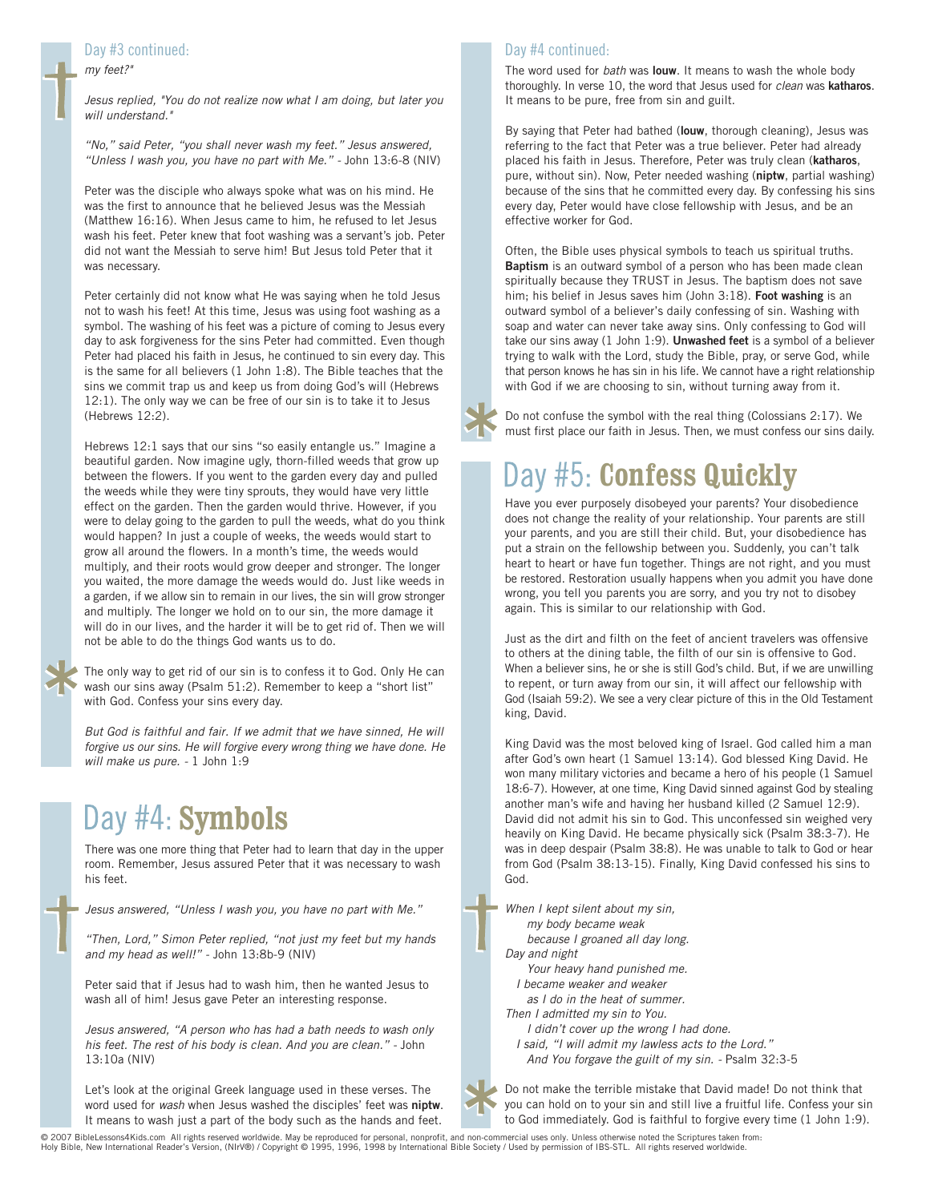Day #3 continued:

*my feet?"*

*Jesus replied, "You do not realize now what I am doing, but later you will understand."*

*"No," said Peter, "you shall never wash my feet." Jesus answered, "Unless I wash you, you have no part with Me."* - John 13:6-8 (NIV)

Peter was the disciple who always spoke what was on his mind. He was the first to announce that he believed Jesus was the Messiah (Matthew 16:16). When Jesus came to him, he refused to let Jesus wash his feet. Peter knew that foot washing was a servant's job. Peter did not want the Messiah to serve him! But Jesus told Peter that it was necessary.

Peter certainly did not know what He was saying when he told Jesus not to wash his feet! At this time, Jesus was using foot washing as a symbol. The washing of his feet was a picture of coming to Jesus every day to ask forgiveness for the sins Peter had committed. Even though Peter had placed his faith in Jesus, he continued to sin every day. This is the same for all believers (1 John 1:8). The Bible teaches that the sins we commit trap us and keep us from doing God's will (Hebrews 12:1). The only way we can be free of our sin is to take it to Jesus (Hebrews 12:2).

Hebrews 12:1 says that our sins "so easily entangle us." Imagine a beautiful garden. Now imagine ugly, thorn-filled weeds that grow up between the flowers. If you went to the garden every day and pulled the weeds while they were tiny sprouts, they would have very little effect on the garden. Then the garden would thrive. However, if you were to delay going to the garden to pull the weeds, what do you think would happen? In just a couple of weeks, the weeds would start to grow all around the flowers. In a month's time, the weeds would multiply, and their roots would grow deeper and stronger. The longer you waited, the more damage the weeds would do. Just like weeds in a garden, if we allow sin to remain in our lives, the sin will grow stronger and multiply. The longer we hold on to our sin, the more damage it will do in our lives, and the harder it will be to get rid of. Then we will not be able to do the things God wants us to do.

The only way to get rid of our sin is to confess it to God. Only He can wash our sins away (Psalm 51:2). Remember to keep a "short list" with God. Confess your sins every day.

*But God is faithful and fair. If we admit that we have sinned, He will forgive us our sins. He will forgive every wrong thing we have done. He will make us pure.* - 1 John 1:9

# Day #4: **Symbols**

There was one more thing that Peter had to learn that day in the upper room. Remember, Jesus assured Peter that it was necessary to wash his feet.

*Jesus answered, "Unless I wash you, you have no part with Me."*

*"Then, Lord," Simon Peter replied, "not just my feet but my hands and my head as well!"* - John 13:8b-9 (NIV)

Peter said that if Jesus had to wash him, then he wanted Jesus to wash all of him! Jesus gave Peter an interesting response.

*Jesus answered, "A person who has had a bath needs to wash only his feet. The rest of his body is clean. And you are clean."* - John 13:10a (NIV)

Let's look at the original Greek language used in these verses. The word used for *wash* when Jesus washed the disciples' feet was **niptw**. It means to wash just a part of the body such as the hands and feet.

Day #4 continued:

The word used for *bath* was **louw**. It means to wash the whole body thoroughly. In verse 10, the word that Jesus used for *clean* was **katharos**. It means to be pure, free from sin and guilt.

By saying that Peter had bathed (**louw**, thorough cleaning), Jesus was referring to the fact that Peter was a true believer. Peter had already placed his faith in Jesus. Therefore, Peter was truly clean (**katharos**, pure, without sin). Now, Peter needed washing (**niptw**, partial washing) because of the sins that he committed every day. By confessing his sins every day, Peter would have close fellowship with Jesus, and be an effective worker for God.

Often, the Bible uses physical symbols to teach us spiritual truths. **Baptism** is an outward symbol of a person who has been made clean spiritually because they TRUST in Jesus. The baptism does not save him; his belief in Jesus saves him (John 3:18). **Foot washing** is an outward symbol of a believer's daily confessing of sin. Washing with soap and water can never take away sins. Only confessing to God will take our sins away (1 John 1:9). **Unwashed feet** is a symbol of a believer trying to walk with the Lord, study the Bible, pray, or serve God, while that person knows he has sin in his life. We cannot have a right relationship with God if we are choosing to sin, without turning away from it.

Do not confuse the symbol with the real thing (Colossians 2:17). We must first place our faith in Jesus. Then, we must confess our sins daily.

# Day #5: **Confess Quickly**

Have you ever purposely disobeyed your parents? Your disobedience does not change the reality of your relationship. Your parents are still your parents, and you are still their child. But, your disobedience has put a strain on the fellowship between you. Suddenly, you can't talk heart to heart or have fun together. Things are not right, and you must be restored. Restoration usually happens when you admit you have done wrong, you tell you parents you are sorry, and you try not to disobey again. This is similar to our relationship with God.

Just as the dirt and filth on the feet of ancient travelers was offensive to others at the dining table, the filth of our sin is offensive to God. When a believer sins, he or she is still God's child. But, if we are unwilling to repent, or turn away from our sin, it will affect our fellowship with God (Isaiah 59:2). We see a very clear picture of this in the Old Testament king, David.

King David was the most beloved king of Israel. God called him a man after God's own heart (1 Samuel 13:14). God blessed King David. He won many military victories and became a hero of his people (1 Samuel 18:6-7). However, at one time, King David sinned against God by stealing another man's wife and having her husband killed (2 Samuel 12:9). David did not admit his sin to God. This unconfessed sin weighed very heavily on King David. He became physically sick (Psalm 38:3-7). He was in deep despair (Psalm 38:8). He was unable to talk to God or hear from God (Psalm 38:13-15). Finally, King David confessed his sins to God.

*When I kept silent about my sin,*
*my body became weak*
*because I groaned all day long.*
*Day and night*
*Your heavy hand punished me.*
*I became weaker and weaker*
*as I do in the heat of summer.*
*Then I admitted my sin to You.*
*I didn't cover up the wrong I had done.*
*I said, "I will admit my lawless acts to the Lord."*
*And You forgave the guilt of my sin.* - Psalm 32:3-5

Do not make the terrible mistake that David made! Do not think that you can hold on to your sin and still live a fruitful life. Confess your sin to God immediately. God is faithful to forgive every time (1 John 1:9).

© 2007 BibleLessons4Kids.com All rights reserved worldwide. May be reproduced for personal, nonprofit, and non-commercial uses only. Unless otherwise noted the Scriptures taken from: Holy Bible, New International Reader's Version, (NIrV®) / Copyright © 1995, 1996, 1998 by International Bible Society / Used by permission of IBS-STL. All rights reserved worldwide.